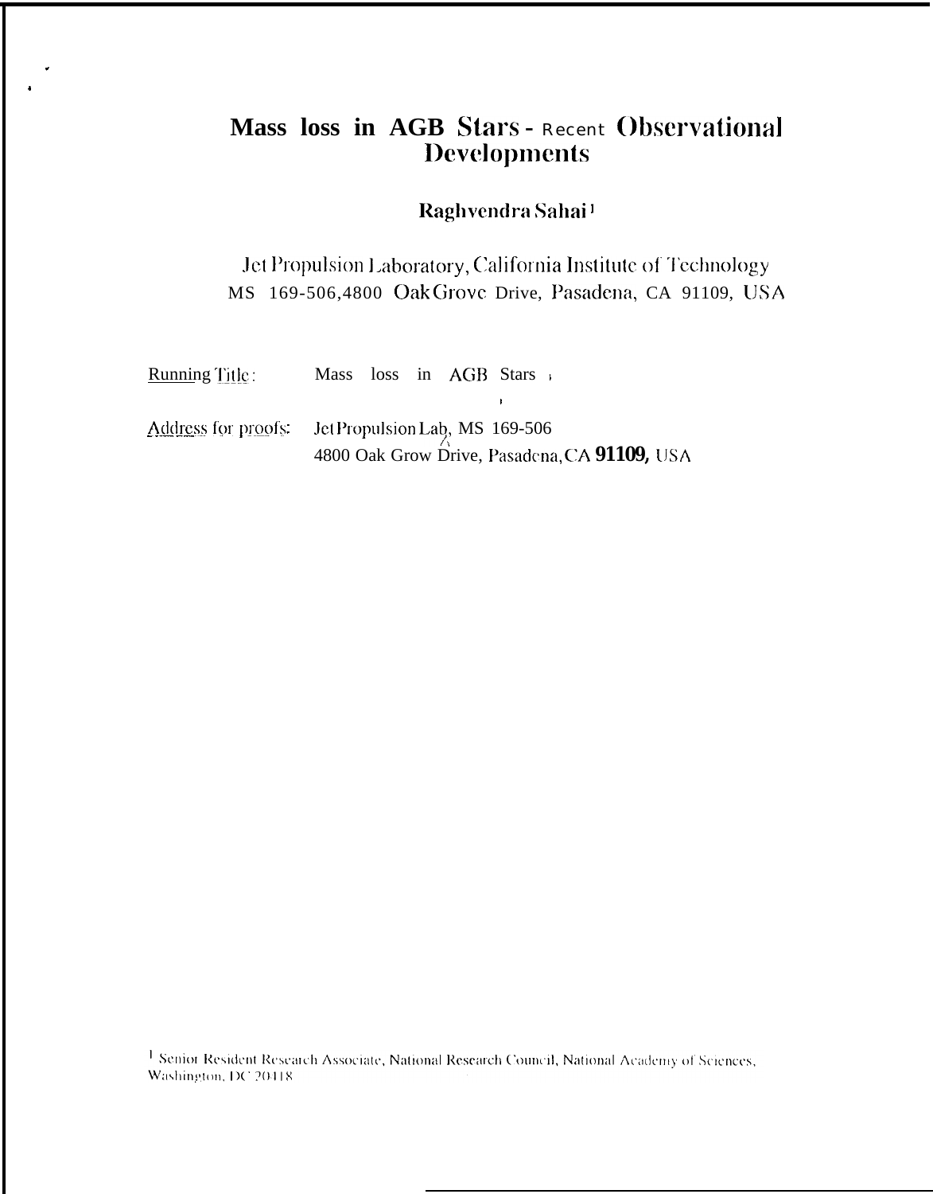# Mass loss in AGB Stars - Recent Observational Developments

**Raghvendra Sahai**[1]

Jet Propulsion Laboratory, California Institute of Technology
MS 169-506, 4800 Oak Grove Drive, Pasadena, CA 91109, USA

Running Title: Mass loss in AGB Stars

Address for proofs: Jet Propulsion Lab, MS 169-506
4800 Oak Grow Drive, Pasadena, CA **91109,** USA

[1] Senior Resident Research Associate, National Research Council, National Academy of Sciences, Washington, DC 20418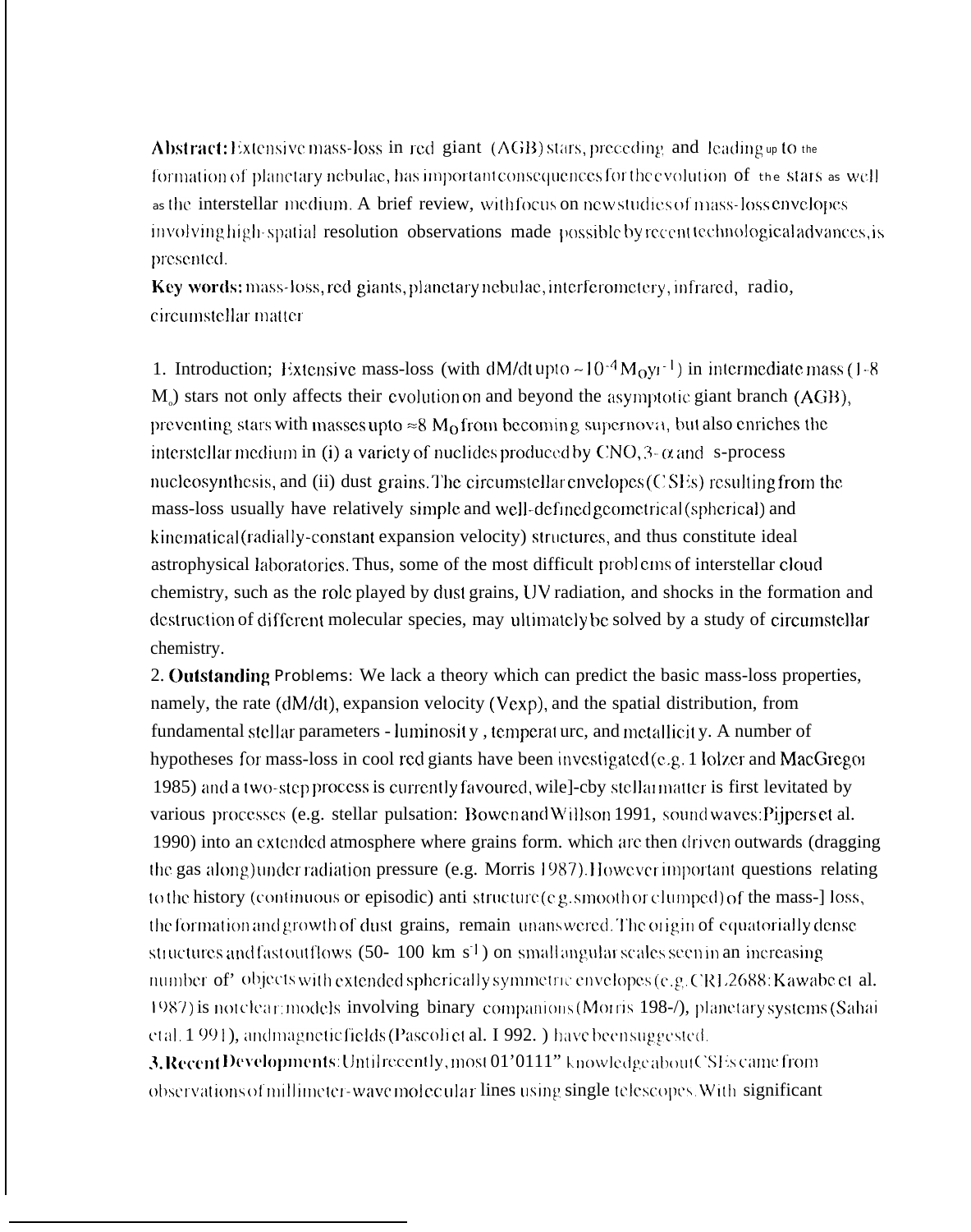**Abstract:** Extensive mass-loss in red giant (AGB) stars, preceding and leading up to the formation of planetary nebulae, has important consequences for the evolution of the stars as well as the interstellar medium. A brief review, with focus on new studies of mass-loss envelopes involving high-spatial resolution observations made possible by recent technological advances, is presented.

**Key words:** mass-loss, red giants, planetary nebulae, interferometery, infrared, radio, circumstellar matter

1. Introduction; Extensive mass-loss (with dM/dt upto $\sim 10^{-4} M_{\odot} yr^{-1}$) in intermediate mass (1-8 $M_{\odot}$) stars not only affects their evolution on and beyond the asymptotic giant branch (AGB), preventing stars with masses upto $\approx 8$ $M_{\odot}$ from becoming supernova, but also enriches the interstellar medium in (i) a variety of nuclides produced by CNO, 3-$\alpha$ and s-process nucleosynthesis, and (ii) dust grains. The circumstellar envelopes (CSEs) resulting from the mass-loss usually have relatively simple and well-defined geometrical (spherical) and kinematical (radially-constant expansion velocity) structures, and thus constitute ideal astrophysical laboratories. Thus, some of the most difficult problems of interstellar cloud chemistry, such as the role played by dust grains, UV radiation, and shocks in the formation and destruction of different molecular species, may ultimately be solved by a study of circumstellar chemistry.

2. **Outstanding Problems**: We lack a theory which can predict the basic mass-loss properties, namely, the rate (dM/dt), expansion velocity (Vexp), and the spatial distribution, from fundamental stellar parameters - luminosity, temperature, and metallicity. A number of hypotheses for mass-loss in cool red giants have been investigated (e.g. Holzer and MacGregor 1985) and a two-step process is currently favoured, wherby stellar matter is first levitated by various processes (e.g. stellar pulsation: Bowen and Willson 1991, sound waves: Pijpers et al. 1990) into an extended atmosphere where grains form. which are then driven outwards (dragging the gas along) under radiation pressure (e.g. Morris 1987). However important questions relating to the history (continuous or episodic) and structure (e.g. smooth or clumped) of the mass-loss, the formation and growth of dust grains, remain unanswered. The origin of equatorially dense structures and fast outflows (50- 100 km $s^{-1}$) on small angular scales seen in an increasing number of objects with extended spherically symmetric envelopes (e.g. CRL2688: Kawabe et al. 1987) is not clear; models involving binary companions (Morris 1987), planetary systems (Sahai et al. 1991), and magnetic fields (Pascoli et al. 1992. ) have been suggested.

**3. Recent Developments**: Until recently, most of our knowledge about CSEs came from observations of millimeter-wave molecular lines using single telescopes. With significant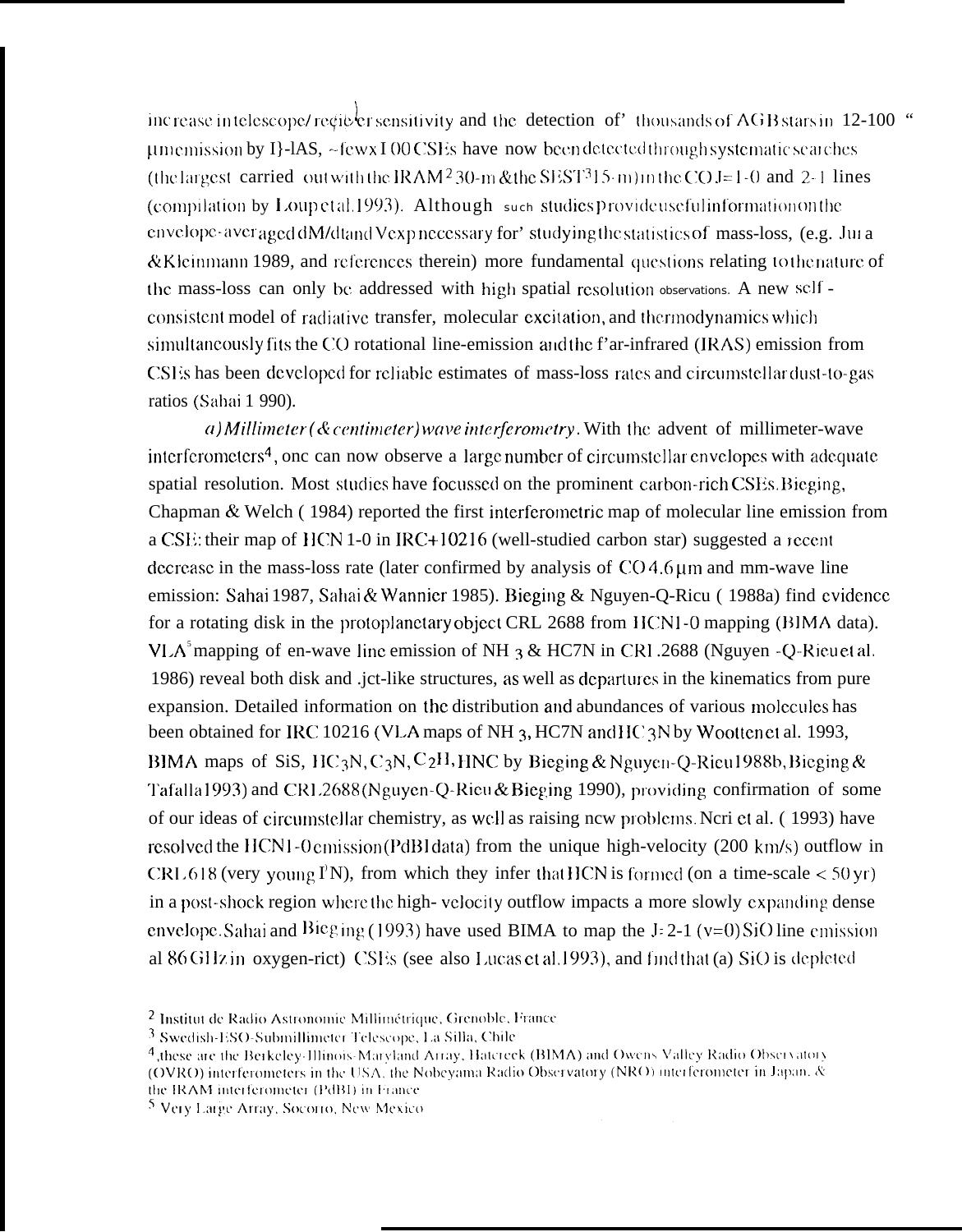increase in telescope/receiver sensitivity and the detection of' thousands of AGB stars in 12-100 " μm emission by IRAS, ~few x 100 CSEs have now been detected through systematic searches (the largest carried out with the IRAM[2] 30-m & the SEST[3] 15-m) in the CO J=1-0 and 2-1 lines (compilation by Loup et al. 1993). Although such studies provide useful information on the envelope-averaged dM/dt and Vexp necessary for' studying the statistics of mass-loss, (e.g. Jura & Kleinmann 1989, and references therein) more fundamental questions relating to the nature of the mass-loss can only be addressed with high spatial resolution observations. A new self-consistent model of radiative transfer, molecular excitation, and thermodynamics which simultaneously fits the CO rotational line-emission and the f'ar-infrared (IRAS) emission from CSEs has been developed for reliable estimates of mass-loss rates and circumstellar dust-to-gas ratios (Sahai 1 990).

*a) Millimeter (& centimeter) wave interferometry*. With the advent of millimeter-wave interferometers[4], one can now observe a large number of circumstellar envelopes with adequate spatial resolution. Most studies have focussed on the prominent carbon-rich CSEs. Bieging, Chapman & Welch ( 1984) reported the first interferometric map of molecular line emission from a CSE: their map of HCN 1-0 in IRC+10216 (well-studied carbon star) suggested a recent decrease in the mass-loss rate (later confirmed by analysis of CO 4.6 μm and mm-wave line emission: Sahai 1987, Sahai & Wannier 1985). Bieging & Nguyen-Q-Ricu ( 1988a) find evidence for a rotating disk in the protoplanetary object CRL 2688 from HCN 1-0 mapping (BIMA data). VLA[5] mapping of cm-wave line emission of $NH_3$ & HC7N in CRL 2688 (Nguyen -Q-Rieu et al. 1986) reveal both disk and jet-like structures, as well as departures in the kinematics from pure expansion. Detailed information on the distribution and abundances of various molecules has been obtained for IRC 10216 (VLA maps of $NH_3$, HC7N and $HC_3N$ by Wootten et al. 1993, BIMA maps of SiS, $HC_3N$, $C_3N$, $C_2H$, HNC by Bieging & Nguyen-Q-Rieu 1988b, Bieging & Tafalla 1993) and CRL 2688 (Nguyen-Q-Rieu & Bieging 1990), providing confirmation of some of our ideas of circumstellar chemistry, as well as raising new problems. Neri et al. ( 1993) have resolved the HCN 1-0 emission (PdBI data) from the unique high-velocity (200 km/s) outflow in CRL 618 (very young PN), from which they infer that HCN is formed (on a time-scale < 50 yr) in a post-shock region where the high- velocity outflow impacts a more slowly expanding dense envelope. Sahai and Bieging (1993) have used BIMA to map the J=2-1 (v=0) SiO line emission at 86 GHz in oxygen-rict) CSEs (see also Lucas et al. 1993), and find that (a) SiO is depleted

[2] Institut de Radio Astronomie Millimétrique, Grenoble, France

[3] Swedish-ESO-Submillimeter Telescope, La Silla, Chile

[4] these are the Berkeley-Illinois-Maryland Array, Hatcreek (BIMA) and Owens Valley Radio Observatory (OVRO) interferometers in the USA, the Nobeyama Radio Observatory (NRO) interferometer in Japan, & the IRAM interferometer (PdBI) in France

[5] Very Large Array, Socorro, New Mexico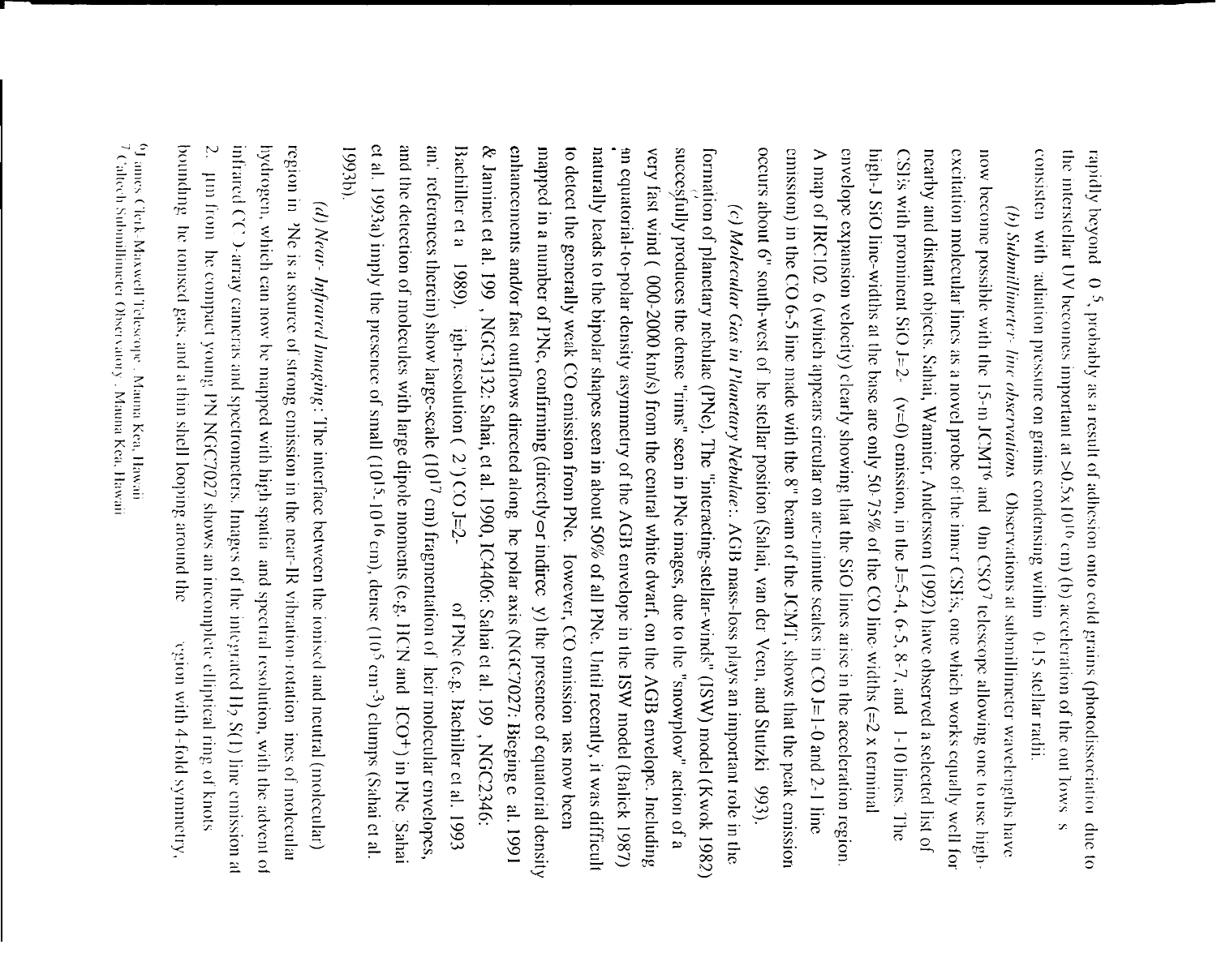rapidly beyond 0.5, probably as a result of adhesion onto cold grains (photodissociation due to the interstellar UV becomes important at $>0.5\times10^{16}$ cm) (b) acceleration of the outflows is consistent with radiation pressure on grains condensing within 0.15 stellar radii.

*(b) Submillimeter-line observations*: Observations at submillimeter wavelengths have now become possible with the 15-m JCMT[6] and 10m CSO[7] telescope allowing one to use high-excitation molecular lines as a novel probe of the inner CSEs, one which works equally well for nearby and distant objects. Sahai, Wannier, Andersson (1992) have observed a selected list of CSEs with prominent SiO J=2-1 (v=0) emission, in the J=5-4, 6-5, 8-7, and 11-10 lines. The high-J SiO line-widths at the base are only 50-75% of the CO line-widths ($\approx$2 x terminal envelope expansion velocity) clearly showing that the SiO lines arise in the acceleration region. A map of IRC102 16 (which appears circular on arc-minute scales in CO J=1-0 and 2-1 line emission) in the CO 6-5 line made with the 8" beam of the JCMT, shows that the peak emission occurs about 6" south-west of the stellar position (Sahai, van der Veen, and Stutzki 1993).

*(c) Molecular Gas in Planetary Nebulae*: AGB mass-loss plays an important role in the formation of planetary nebulae (PNe). The "interacting-stellar-winds" (ISW) model (Kwok 1982) successfully produces the dense "rims" seen in PNe images, due to the "snowplow" action of a very fast wind (1000-2000 km/s) from the central white dwarf, on the AGB envelope. Including an equatorial-to-polar density asymmetry of the AGB envelope in the ISW model (Balick 1987) naturally leads to the bipolar shapes seen in about 50% of all PNe. Until recently, it was difficult to detect the generally weak CO emission from PNe. However, CO emission has now been mapped in a number of PNe, confirming (directly or indirectly) the presence of equatorial density enhancements and/or fast outflows directed along the polar axis (NGC7027: Bieging et al. 1991 & Jaminet et al. 199 , NGC3132: Sahai, et al. 1990, IC4406: Sahai et al. 199 , NGC2346: Bachiller et al. 1989). High-resolution (2") CO J=2-1 of PNe (e.g. Bachiller et al. 1993 and references therein) show large-scale ($10^{17}$ cm) fragmentation of their molecular envelopes, and the detection of molecules with large dipole moments (e.g. HCN and HCO+) in PNe (Sahai et al. 1993a) imply the presence of small ($10^{15}$-$10^{16}$ cm), dense ($10^5$ cm$^{-3}$) clumps (Sahai et al. 1993b).

*(d) Near-Infrared Imaging*: The interface between the ionised and neutral (molecular) region in PNe is a source of strong emission in the near-IR vibration-rotation lines of molecular hydrogen, which can now be mapped with high spatial and spectral resolution, with the advent of infrared (CCD) array cameras and spectrometers. Images of the integrated $H_2$ S(1) line emission at 2.12 μm from the compact young PN NGC7027 shows an incomplete elliptical ring of knots bounding the ionised gas, and a thin shell looping around the region with 4-fold symmetry,

[6] James Clerk-Maxwell Telescope, Mauna Kea, Hawaii
[7] Caltech Submillimeter Observatory, Mauna Kea, Hawaii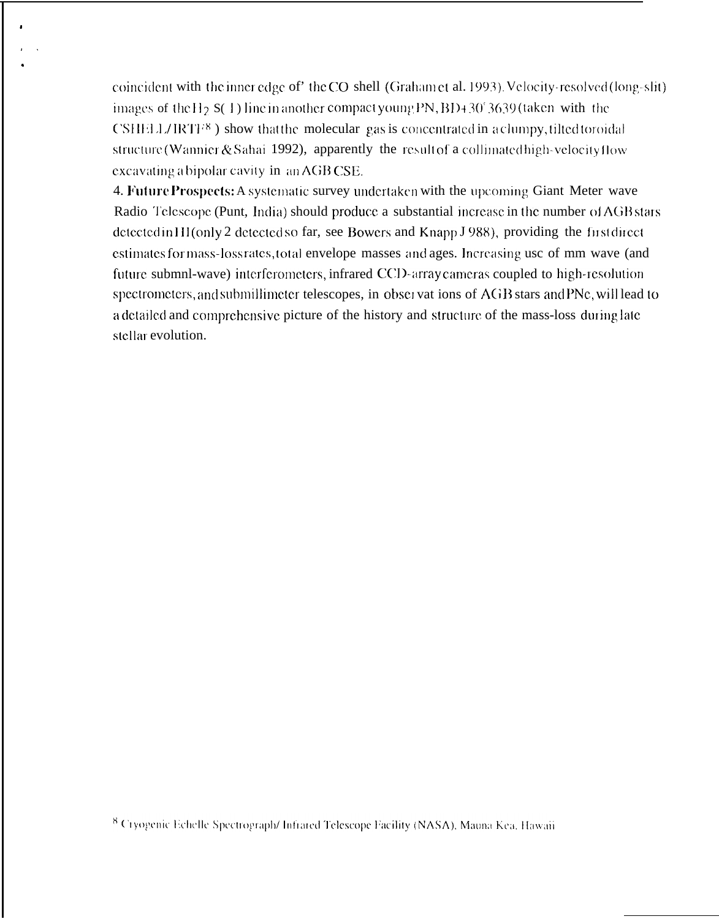coincident with the inner edge of' the CO shell (Graham et al. 1993). Velocity-resolved (long-slit) images of the $H_2$ S(1) line in another compact young PN, BD+30°3639 (taken with the CSHELL/IRTF[8]) show that the molecular gas is concentrated in a clumpy, tilted toroidal structure (Wannier & Sahai 1992), apparently the result of a collimated high-velocity flow excavating a bipolar cavity in an AGB CSE.

4. **Future Prospects:** A systematic survey undertaken with the upcoming Giant Meter wave Radio Telescope (Punt, India) should produce a substantial increase in the number of AGB stars detected in HI (only 2 detected so far, see Bowers and Knapp J 988), providing the first direct estimates for mass-loss rates, total envelope masses and ages. Increasing use of mm wave (and future submnl-wave) interferometers, infrared CCD-array cameras coupled to high-resolution spectrometers, and submillimeter telescopes, in observations of AGB stars and PNe, will lead to a detailed and comprehensive picture of the history and structure of the mass-loss during late stellar evolution.

[8] Cryogenic Echelle Spectrograph/ Infrared Telescope Facility (NASA), Mauna Kea, Hawaii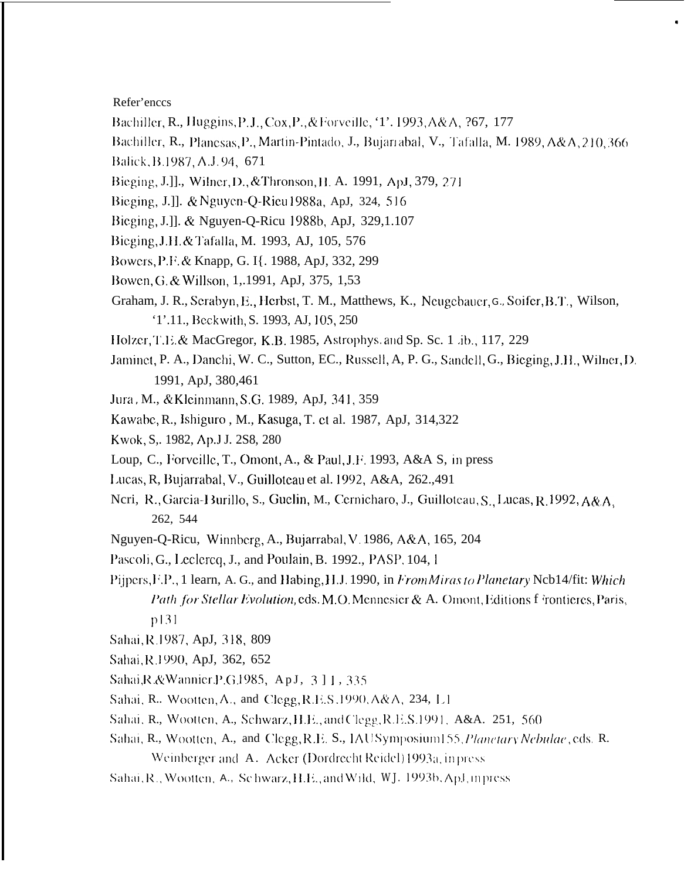## Refer'enccs

Bachiller, R., Huggins, P.J., Cox, P., & Forveille, '1'. 1993, A&A, ?67, 177

Bachiller, R., Planesas, P., Martin-Pintado, J., Bujarrabal, V., Tafalla, M. 1989, A&A, 210, 366

Balick, B. 1987, A.J. 94, 671

Bieging, J.]]., Wilner, D., & Thronson, H. A. 1991, ApJ, 379, 271

Bieging, J.]]. & Nguyen-Q-Rieu 1988a, ApJ, 324, 516

Bieging, J.]]. & Nguyen-Q-Ricu 1988b, ApJ, 329,1.107

Bieging, J.H. & Tafalla, M. 1993, AJ, 105, 576

Bowers, P.F. & Knapp, G. I{. 1988, ApJ, 332, 299

Bowen, G. & Willson, 1,.1991, ApJ, 375, 1,53

Graham, J. R., Serabyn, E., Herbst, T. M., Matthews, K., Neugebauer, G., Soifer, B.T., Wilson, '1'.11., Beckwith, S. 1993, AJ, 105, 250

Holzer, T.E. & MacGregor, K.B. 1985, Astrophys. and Sp. Sc. 1 .ib., 117, 229

Jaminet, P. A., Danchi, W. C., Sutton, EC., Russell, A, P. G., Sandell, G., Bieging, J.H., Wilner, D. 1991, ApJ, 380,461

Jura, M., & Kleinmann, S.G. 1989, ApJ, 341, 359

Kawabe, R., Ishiguro , M., Kasuga, T. et al. 1987, ApJ, 314,322

Kwok, S,. 1982, Ap.J J. 2S8, 280

Loup, C., Forveille, T., Omont, A., & Paul, J.F. 1993, A&A S, in press

Lucas, R, Bujarrabal, V., Guilloteau et al. 1992, A&A, 262.,491

Neri, R., Garcia-Burillo, S., Guelin, M., Cernicharo, J., Guilloteau, S., Lucas, R. 1992, A&A, 262, 544

Nguyen-Q-Rieu, Winnberg, A., Bujarrabal, V. 1986, A&A, 165, 204

Pascoli, G., Leclercq, J., and Poulain, B. 1992., PASP, 104, 1

Pijpers, F.P., 1 learn, A. G., and Habing, H.J. 1990, in *From Miras to Planetary* Neb14/fit: *Which Path for Stellar Evolution,* eds. M.O. Mennesier & A. Omont, Editions f 'rontieres, Paris, p131

Sahai, R. 1987, ApJ, 318, 809

Sahai, R. 1990, ApJ, 362, 652

Sahai, R. & Wannier, P.G. 1985, ApJ, 311, 335

Sahai, R.. Wootten, A., and Clegg, R.E.S. 1990, A&A, 234, L1

Sahai, R., Wootten, A., Schwarz, H.E., and Clegg, R.E.S. 1991, A&A. 251, 560

Sahai, R., Wootten, A., and Clegg, R.E. S., IAU Symposium 155, *Planetary Nebulae*, eds. R. Weinberger and A. Acker (Dordrecht Reidel) 1993a, in press

Sahai, R., Wootten, A., Schwarz, H.E., and Wild, WJ. 1993b, ApJ, in press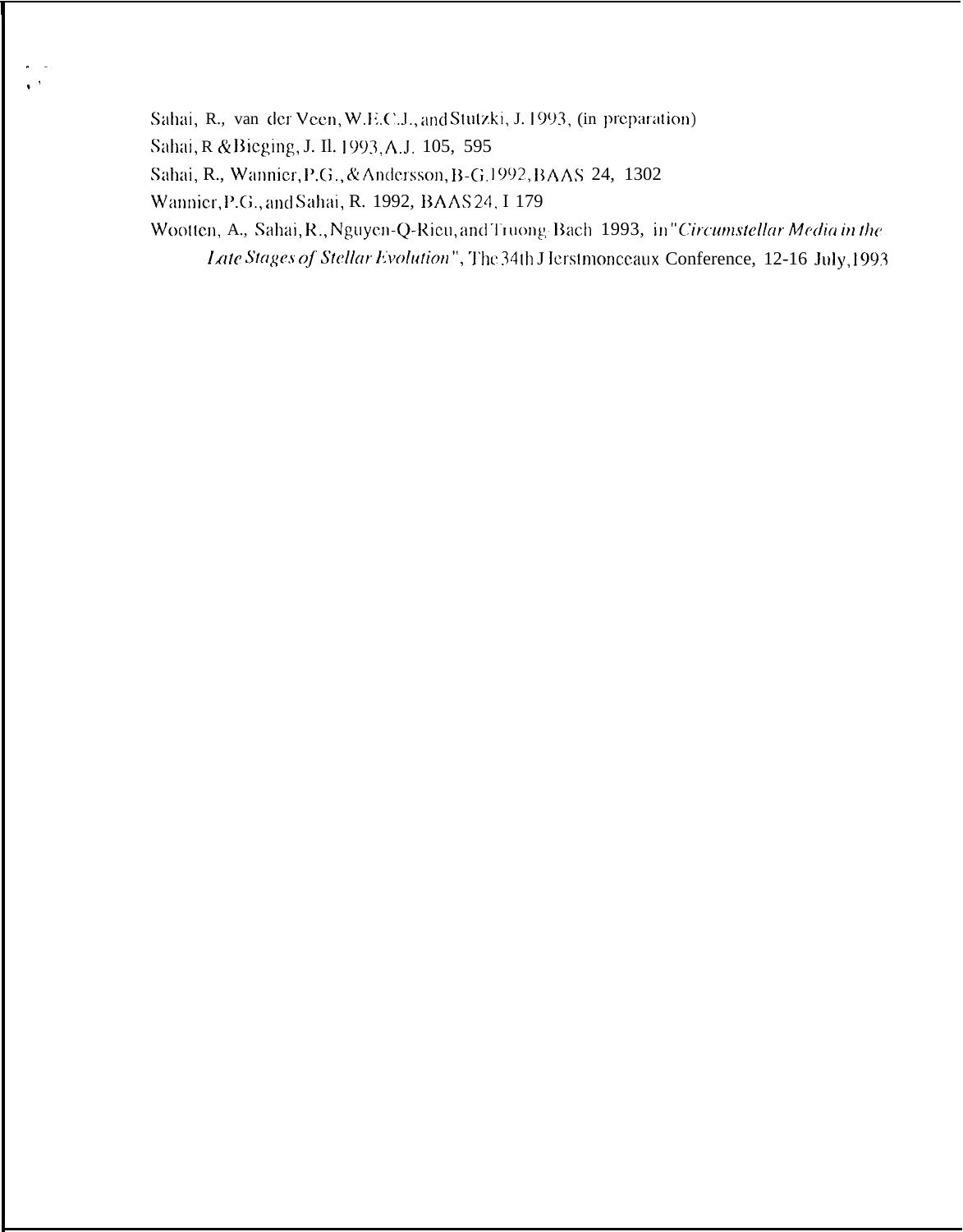Sahai, R., van der Veen, W.E.C.J., and Stutzki, J. 1993, (in preparation)

Sahai, R & Bieging, J. H. 1993, A.J. 105, 595

Sahai, R., Wannier, P.G., & Andersson, B-G. 1992, BAAS 24, 1302

Wannier, P.G., and Sahai, R. 1992, BAAS 24, 1179

Wootten, A., Sahai, R., Nguyen-Q-Rieu, and Truong Bach 1993, in "*Circumstellar Media in the Late Stages of Stellar Evolution*", The 34th Herstmonceaux Conference, 12-16 July, 1993